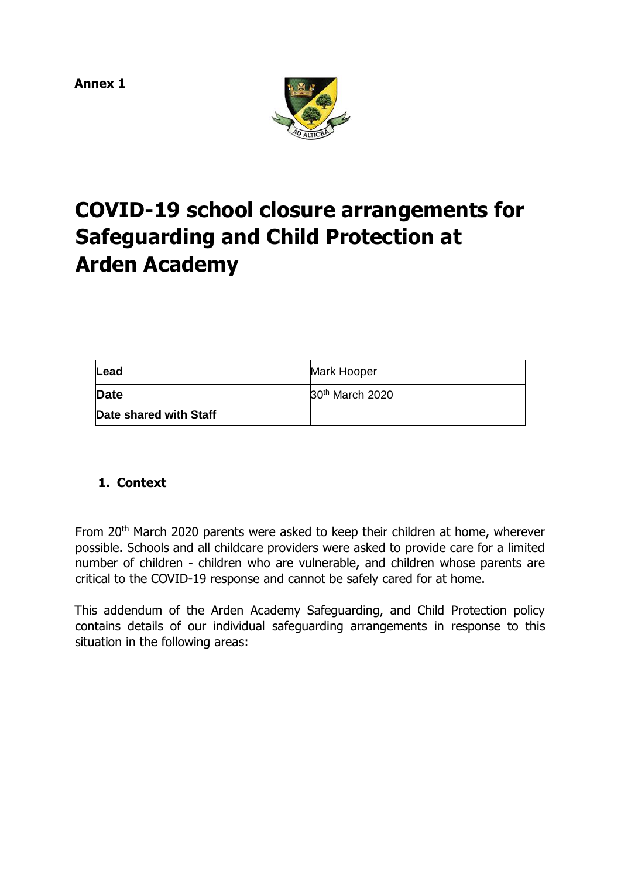**Annex 1**

# COVID-19 school closure arrangements for Safeguarding and Child Protection at Arden Academy

| Lead | Mark Hooper |
|---|---|
| Date | 30th March 2020 |
| Date shared with Staff | |

## 1. Context

From 20th March 2020 parents were asked to keep their children at home, wherever possible. Schools and all childcare providers were asked to provide care for a limited number of children - children who are vulnerable, and children whose parents are critical to the COVID-19 response and cannot be safely cared for at home.

This addendum of the Arden Academy Safeguarding, and Child Protection policy contains details of our individual safeguarding arrangements in response to this situation in the following areas: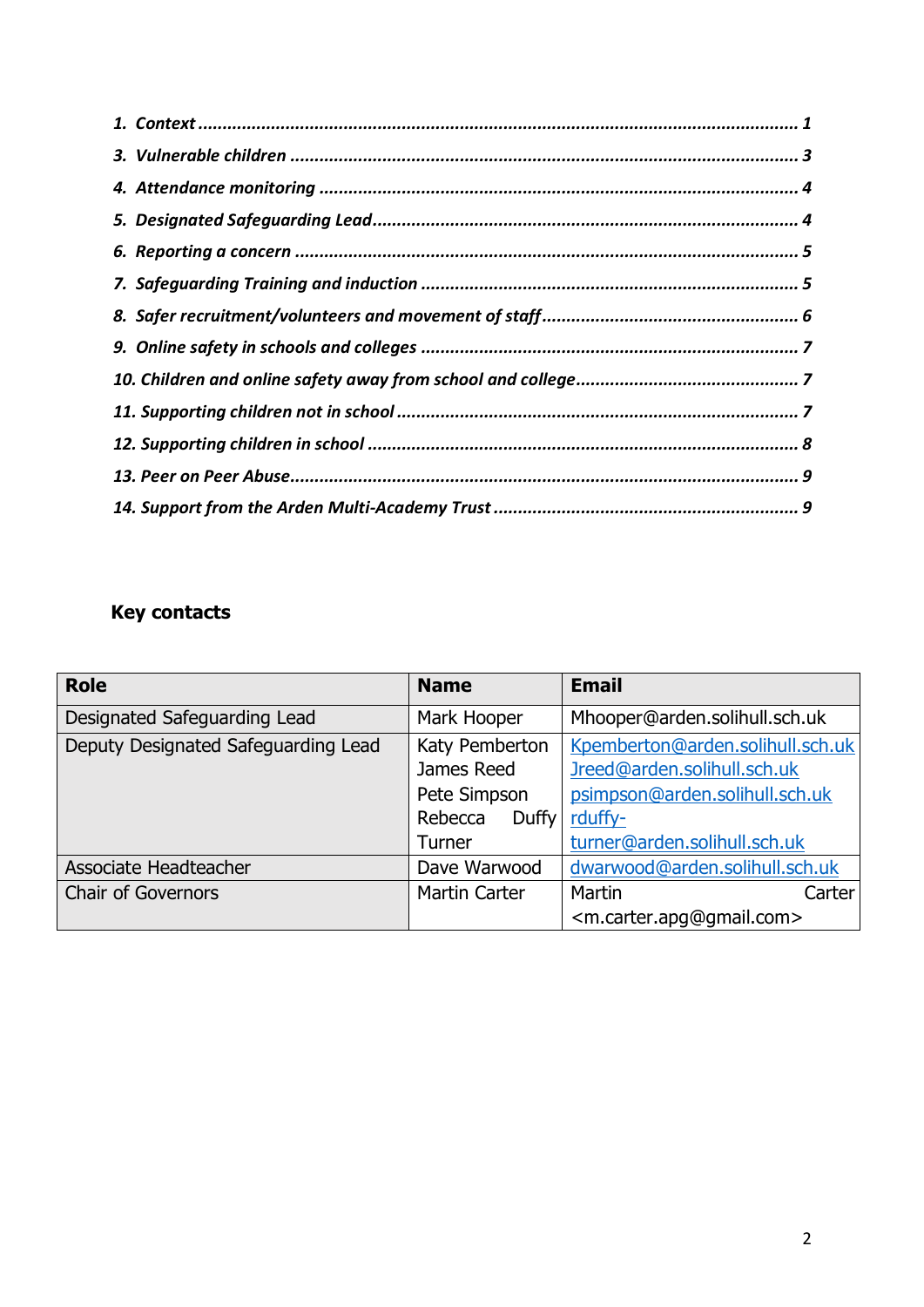1. *Context* ........................................................................................................................ *1*
3. *Vulnerable children* ....................................................................................................... *3*
4. *Attendance monitoring* .................................................................................................. *4*
5. *Designated Safeguarding Lead* ...................................................................................... *4*
6. *Reporting a concern* ...................................................................................................... *5*
7. *Safeguarding Training and induction* ............................................................................. *5*
8. *Safer recruitment/volunteers and movement of staff* .................................................... *6*
9. *Online safety in schools and colleges* ............................................................................ *7*
10. *Children and online safety away from school and college* ............................................ *7*
11. *Supporting children not in school* ................................................................................ *7*
12. *Supporting children in school* ....................................................................................... *8*
13. *Peer on Peer Abuse* ...................................................................................................... *9*
14. *Support from the Arden Multi-Academy Trust* ............................................................. *9*

**Key contacts**

| Role | Name | Email |
|---|---|---|
| Designated Safeguarding Lead | Mark Hooper | Mhooper@arden.solihull.sch.uk |
| Deputy Designated Safeguarding Lead | Katy Pemberton<br>James Reed<br>Pete Simpson<br>Rebecca Duffy Turner | Kpemberton@arden.solihull.sch.uk<br>Jreed@arden.solihull.sch.uk<br>psimpson@arden.solihull.sch.uk<br>rduffy-turner@arden.solihull.sch.uk |
| Associate Headteacher | Dave Warwood | dwarwood@arden.solihull.sch.uk |
| Chair of Governors | Martin Carter | Martin Carter <m.carter.apg@gmail.com> |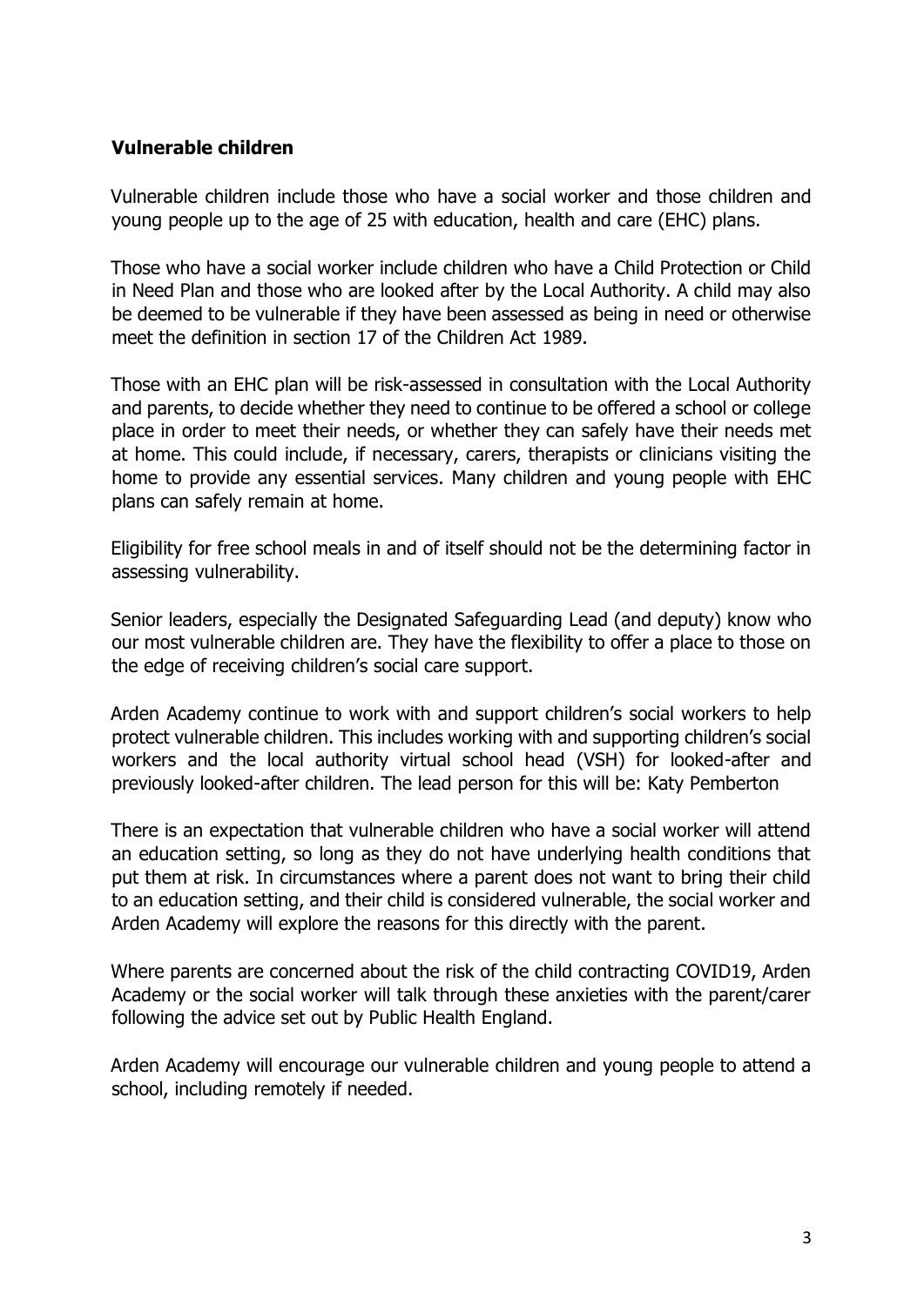**Vulnerable children**

Vulnerable children include those who have a social worker and those children and young people up to the age of 25 with education, health and care (EHC) plans.

Those who have a social worker include children who have a Child Protection or Child in Need Plan and those who are looked after by the Local Authority. A child may also be deemed to be vulnerable if they have been assessed as being in need or otherwise meet the definition in section 17 of the Children Act 1989.

Those with an EHC plan will be risk-assessed in consultation with the Local Authority and parents, to decide whether they need to continue to be offered a school or college place in order to meet their needs, or whether they can safely have their needs met at home. This could include, if necessary, carers, therapists or clinicians visiting the home to provide any essential services. Many children and young people with EHC plans can safely remain at home.

Eligibility for free school meals in and of itself should not be the determining factor in assessing vulnerability.

Senior leaders, especially the Designated Safeguarding Lead (and deputy) know who our most vulnerable children are. They have the flexibility to offer a place to those on the edge of receiving children's social care support.

Arden Academy continue to work with and support children's social workers to help protect vulnerable children. This includes working with and supporting children's social workers and the local authority virtual school head (VSH) for looked-after and previously looked-after children. The lead person for this will be: Katy Pemberton

There is an expectation that vulnerable children who have a social worker will attend an education setting, so long as they do not have underlying health conditions that put them at risk. In circumstances where a parent does not want to bring their child to an education setting, and their child is considered vulnerable, the social worker and Arden Academy will explore the reasons for this directly with the parent.

Where parents are concerned about the risk of the child contracting COVID19, Arden Academy or the social worker will talk through these anxieties with the parent/carer following the advice set out by Public Health England.

Arden Academy will encourage our vulnerable children and young people to attend a school, including remotely if needed.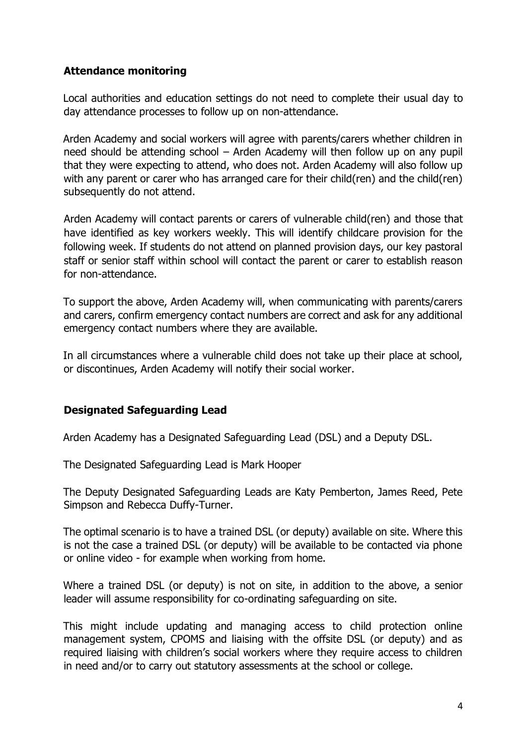## Attendance monitoring

Local authorities and education settings do not need to complete their usual day to day attendance processes to follow up on non-attendance.

Arden Academy and social workers will agree with parents/carers whether children in need should be attending school – Arden Academy will then follow up on any pupil that they were expecting to attend, who does not. Arden Academy will also follow up with any parent or carer who has arranged care for their child(ren) and the child(ren) subsequently do not attend.

Arden Academy will contact parents or carers of vulnerable child(ren) and those that have identified as key workers weekly. This will identify childcare provision for the following week. If students do not attend on planned provision days, our key pastoral staff or senior staff within school will contact the parent or carer to establish reason for non-attendance.

To support the above, Arden Academy will, when communicating with parents/carers and carers, confirm emergency contact numbers are correct and ask for any additional emergency contact numbers where they are available.

In all circumstances where a vulnerable child does not take up their place at school, or discontinues, Arden Academy will notify their social worker.

## Designated Safeguarding Lead

Arden Academy has a Designated Safeguarding Lead (DSL) and a Deputy DSL.

The Designated Safeguarding Lead is Mark Hooper

The Deputy Designated Safeguarding Leads are Katy Pemberton, James Reed, Pete Simpson and Rebecca Duffy-Turner.

The optimal scenario is to have a trained DSL (or deputy) available on site. Where this is not the case a trained DSL (or deputy) will be available to be contacted via phone or online video - for example when working from home.

Where a trained DSL (or deputy) is not on site, in addition to the above, a senior leader will assume responsibility for co-ordinating safeguarding on site.

This might include updating and managing access to child protection online management system, CPOMS and liaising with the offsite DSL (or deputy) and as required liaising with children's social workers where they require access to children in need and/or to carry out statutory assessments at the school or college.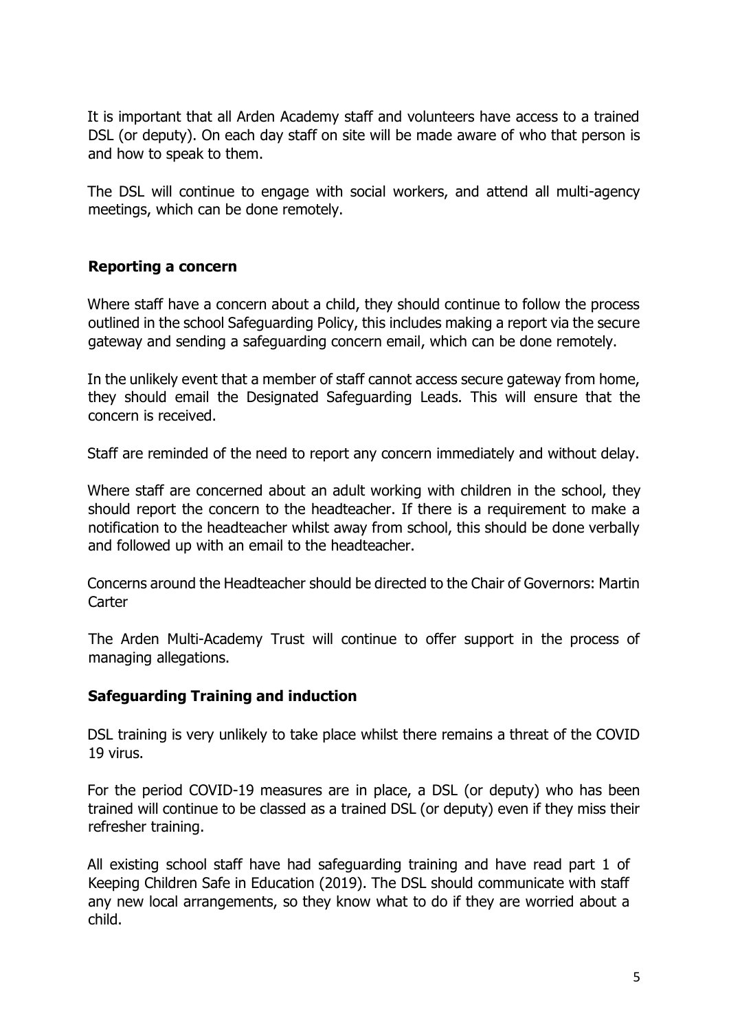It is important that all Arden Academy staff and volunteers have access to a trained DSL (or deputy). On each day staff on site will be made aware of who that person is and how to speak to them.

The DSL will continue to engage with social workers, and attend all multi-agency meetings, which can be done remotely.

### Reporting a concern

Where staff have a concern about a child, they should continue to follow the process outlined in the school Safeguarding Policy, this includes making a report via the secure gateway and sending a safeguarding concern email, which can be done remotely.

In the unlikely event that a member of staff cannot access secure gateway from home, they should email the Designated Safeguarding Leads. This will ensure that the concern is received.

Staff are reminded of the need to report any concern immediately and without delay.

Where staff are concerned about an adult working with children in the school, they should report the concern to the headteacher. If there is a requirement to make a notification to the headteacher whilst away from school, this should be done verbally and followed up with an email to the headteacher.

Concerns around the Headteacher should be directed to the Chair of Governors: Martin Carter

The Arden Multi-Academy Trust will continue to offer support in the process of managing allegations.

### Safeguarding Training and induction

DSL training is very unlikely to take place whilst there remains a threat of the COVID 19 virus.

For the period COVID-19 measures are in place, a DSL (or deputy) who has been trained will continue to be classed as a trained DSL (or deputy) even if they miss their refresher training.

All existing school staff have had safeguarding training and have read part 1 of Keeping Children Safe in Education (2019). The DSL should communicate with staff any new local arrangements, so they know what to do if they are worried about a child.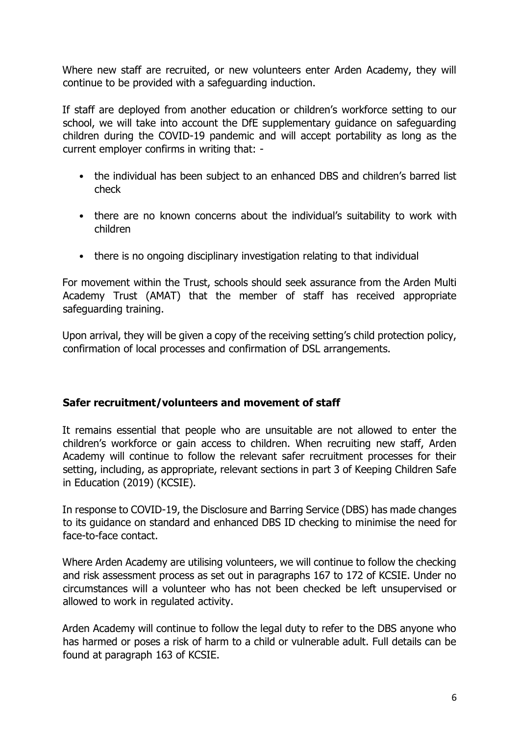Where new staff are recruited, or new volunteers enter Arden Academy, they will continue to be provided with a safeguarding induction.

If staff are deployed from another education or children's workforce setting to our school, we will take into account the DfE supplementary guidance on safeguarding children during the COVID-19 pandemic and will accept portability as long as the current employer confirms in writing that: -

- the individual has been subject to an enhanced DBS and children's barred list check
- there are no known concerns about the individual's suitability to work with children
- there is no ongoing disciplinary investigation relating to that individual

For movement within the Trust, schools should seek assurance from the Arden Multi Academy Trust (AMAT) that the member of staff has received appropriate safeguarding training.

Upon arrival, they will be given a copy of the receiving setting's child protection policy, confirmation of local processes and confirmation of DSL arrangements.

**Safer recruitment/volunteers and movement of staff**

It remains essential that people who are unsuitable are not allowed to enter the children's workforce or gain access to children. When recruiting new staff, Arden Academy will continue to follow the relevant safer recruitment processes for their setting, including, as appropriate, relevant sections in part 3 of Keeping Children Safe in Education (2019) (KCSIE).

In response to COVID-19, the Disclosure and Barring Service (DBS) has made changes to its guidance on standard and enhanced DBS ID checking to minimise the need for face-to-face contact.

Where Arden Academy are utilising volunteers, we will continue to follow the checking and risk assessment process as set out in paragraphs 167 to 172 of KCSIE. Under no circumstances will a volunteer who has not been checked be left unsupervised or allowed to work in regulated activity.

Arden Academy will continue to follow the legal duty to refer to the DBS anyone who has harmed or poses a risk of harm to a child or vulnerable adult. Full details can be found at paragraph 163 of KCSIE.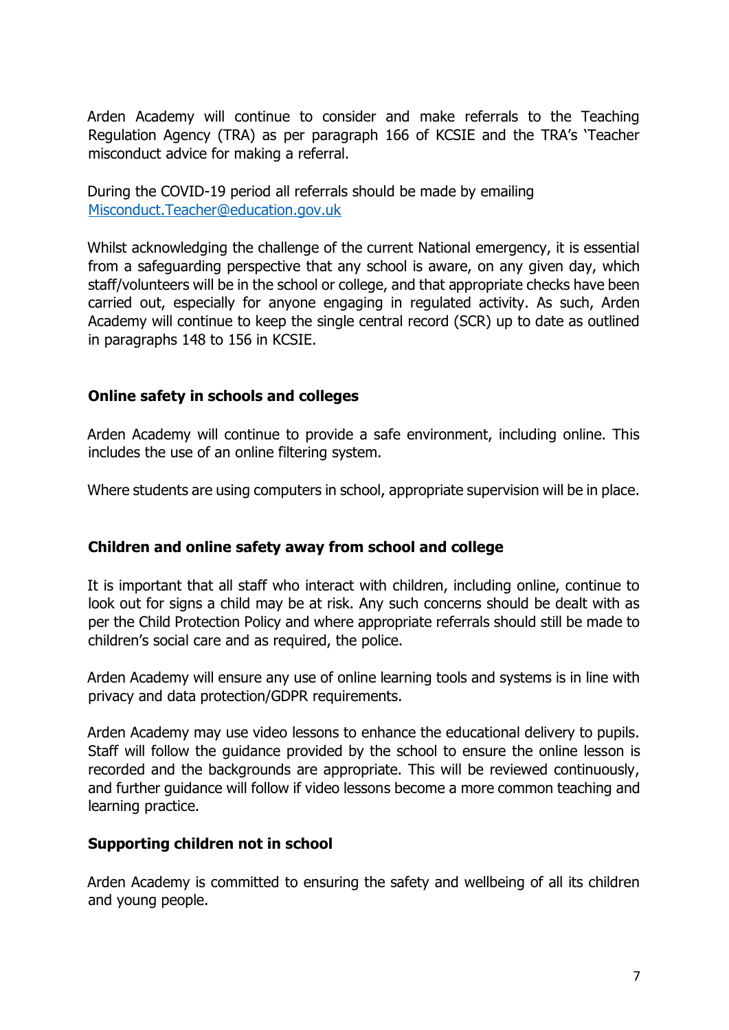Arden Academy will continue to consider and make referrals to the Teaching Regulation Agency (TRA) as per paragraph 166 of KCSIE and the TRA's 'Teacher misconduct advice for making a referral.

During the COVID-19 period all referrals should be made by emailing [Misconduct.Teacher@education.gov.uk](mailto:Misconduct.Teacher@education.gov.uk)

Whilst acknowledging the challenge of the current National emergency, it is essential from a safeguarding perspective that any school is aware, on any given day, which staff/volunteers will be in the school or college, and that appropriate checks have been carried out, especially for anyone engaging in regulated activity. As such, Arden Academy will continue to keep the single central record (SCR) up to date as outlined in paragraphs 148 to 156 in KCSIE.

## Online safety in schools and colleges

Arden Academy will continue to provide a safe environment, including online. This includes the use of an online filtering system.

Where students are using computers in school, appropriate supervision will be in place.

## Children and online safety away from school and college

It is important that all staff who interact with children, including online, continue to look out for signs a child may be at risk. Any such concerns should be dealt with as per the Child Protection Policy and where appropriate referrals should still be made to children's social care and as required, the police.

Arden Academy will ensure any use of online learning tools and systems is in line with privacy and data protection/GDPR requirements.

Arden Academy may use video lessons to enhance the educational delivery to pupils. Staff will follow the guidance provided by the school to ensure the online lesson is recorded and the backgrounds are appropriate. This will be reviewed continuously, and further guidance will follow if video lessons become a more common teaching and learning practice.

## Supporting children not in school

Arden Academy is committed to ensuring the safety and wellbeing of all its children and young people.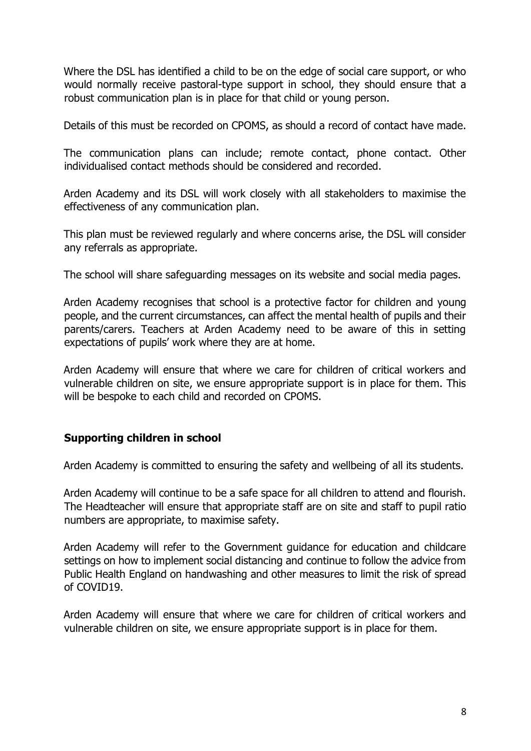Where the DSL has identified a child to be on the edge of social care support, or who would normally receive pastoral-type support in school, they should ensure that a robust communication plan is in place for that child or young person.

Details of this must be recorded on CPOMS, as should a record of contact have made.

The communication plans can include; remote contact, phone contact. Other individualised contact methods should be considered and recorded.

Arden Academy and its DSL will work closely with all stakeholders to maximise the effectiveness of any communication plan.

This plan must be reviewed regularly and where concerns arise, the DSL will consider any referrals as appropriate.

The school will share safeguarding messages on its website and social media pages.

Arden Academy recognises that school is a protective factor for children and young people, and the current circumstances, can affect the mental health of pupils and their parents/carers. Teachers at Arden Academy need to be aware of this in setting expectations of pupils' work where they are at home.

Arden Academy will ensure that where we care for children of critical workers and vulnerable children on site, we ensure appropriate support is in place for them. This will be bespoke to each child and recorded on CPOMS.

## Supporting children in school

Arden Academy is committed to ensuring the safety and wellbeing of all its students.

Arden Academy will continue to be a safe space for all children to attend and flourish. The Headteacher will ensure that appropriate staff are on site and staff to pupil ratio numbers are appropriate, to maximise safety.

Arden Academy will refer to the Government guidance for education and childcare settings on how to implement social distancing and continue to follow the advice from Public Health England on handwashing and other measures to limit the risk of spread of COVID19.

Arden Academy will ensure that where we care for children of critical workers and vulnerable children on site, we ensure appropriate support is in place for them.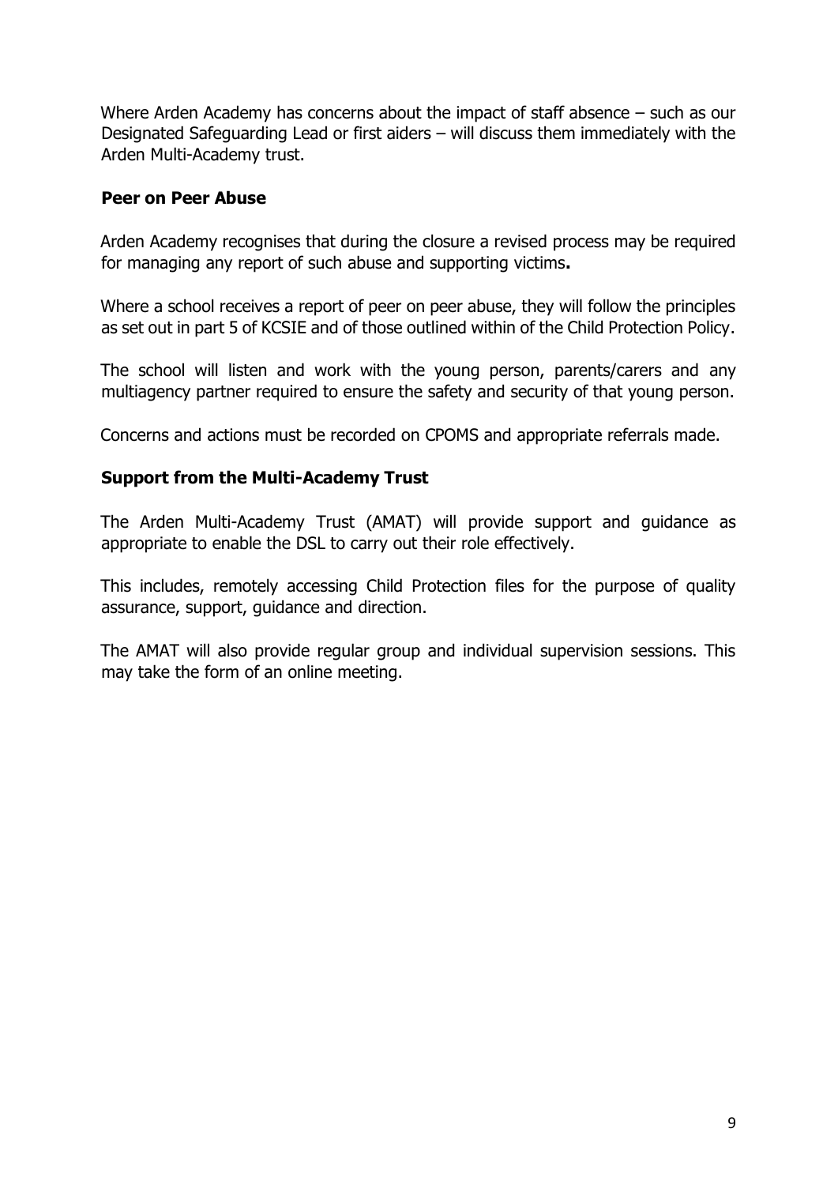Where Arden Academy has concerns about the impact of staff absence – such as our Designated Safeguarding Lead or first aiders – will discuss them immediately with the Arden Multi-Academy trust.

## Peer on Peer Abuse

Arden Academy recognises that during the closure a revised process may be required for managing any report of such abuse and supporting victims**.**

Where a school receives a report of peer on peer abuse, they will follow the principles as set out in part 5 of KCSIE and of those outlined within of the Child Protection Policy.

The school will listen and work with the young person, parents/carers and any multiagency partner required to ensure the safety and security of that young person.

Concerns and actions must be recorded on CPOMS and appropriate referrals made.

## Support from the Multi-Academy Trust

The Arden Multi-Academy Trust (AMAT) will provide support and guidance as appropriate to enable the DSL to carry out their role effectively.

This includes, remotely accessing Child Protection files for the purpose of quality assurance, support, guidance and direction.

The AMAT will also provide regular group and individual supervision sessions. This may take the form of an online meeting.